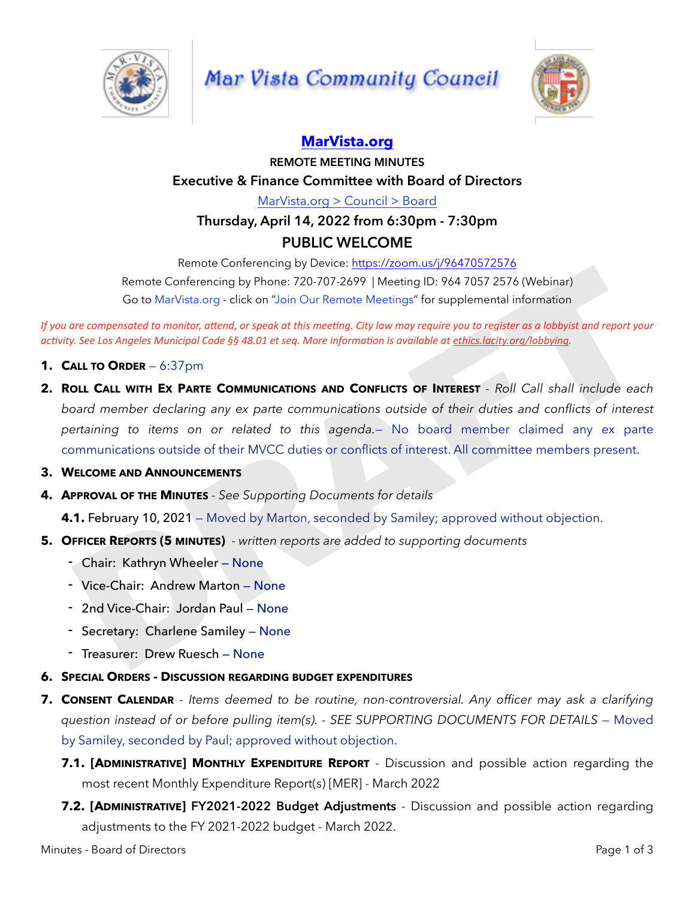# Mar Vista Community Council

## [MarVista.org](https://MarVista.org)

**REMOTE MEETING MINUTES**

**Executive & Finance Committee with Board of Directors**

MarVista.org > Council > Board

**Thursday, April 14, 2022 from 6:30pm - 7:30pm**

**PUBLIC WELCOME**

Remote Conferencing by Device: https://zoom.us/j/96470572576

Remote Conferencing by Phone: 720-707-2699 | Meeting ID: 964 7057 2576 (Webinar)

Go to MarVista.org - click on "Join Our Remote Meetings" for supplemental information

*If you are compensated to monitor, attend, or speak at this meeting. City law may require you to register as a lobbyist and report your activity. See Los Angeles Municipal Code §§ 48.01 et seq. More information is available at ethics.lacity.org/lobbying.*

1. **Call to Order** – 6:37pm
2. **Roll Call with Ex Parte Communications and Conflicts of Interest** - *Roll Call shall include each board member declaring any ex parte communications outside of their duties and conflicts of interest pertaining to items on or related to this agenda.*– No board member claimed any ex parte communications outside of their MVCC duties or conflicts of interest. All committee members present.
3. **Welcome and Announcements**
4. **Approval of the Minutes** - *See Supporting Documents for details*

   **4.1.** February 10, 2021 – Moved by Marton, seconded by Samiley; approved without objection.
5. **Officer Reports (5 minutes)** - *written reports are added to supporting documents*
   - Chair: Kathryn Wheeler – None
   - Vice-Chair: Andrew Marton – None
   - 2nd Vice-Chair: Jordan Paul – None
   - Secretary: Charlene Samiley – None
   - Treasurer: Drew Ruesch – None
6. **Special Orders - Discussion regarding budget expenditures**
7. **Consent Calendar** - *Items deemed to be routine, non-controversial. Any officer may ask a clarifying question instead of or before pulling item(s). - SEE SUPPORTING DOCUMENTS FOR DETAILS* – Moved by Samiley, seconded by Paul; approved without objection.

   **7.1. [Administrative] Monthly Expenditure Report** - Discussion and possible action regarding the most recent Monthly Expenditure Report(s) [MER] - March 2022

   **7.2. [Administrative] FY2021-2022 Budget Adjustments** - Discussion and possible action regarding adjustments to the FY 2021-2022 budget - March 2022.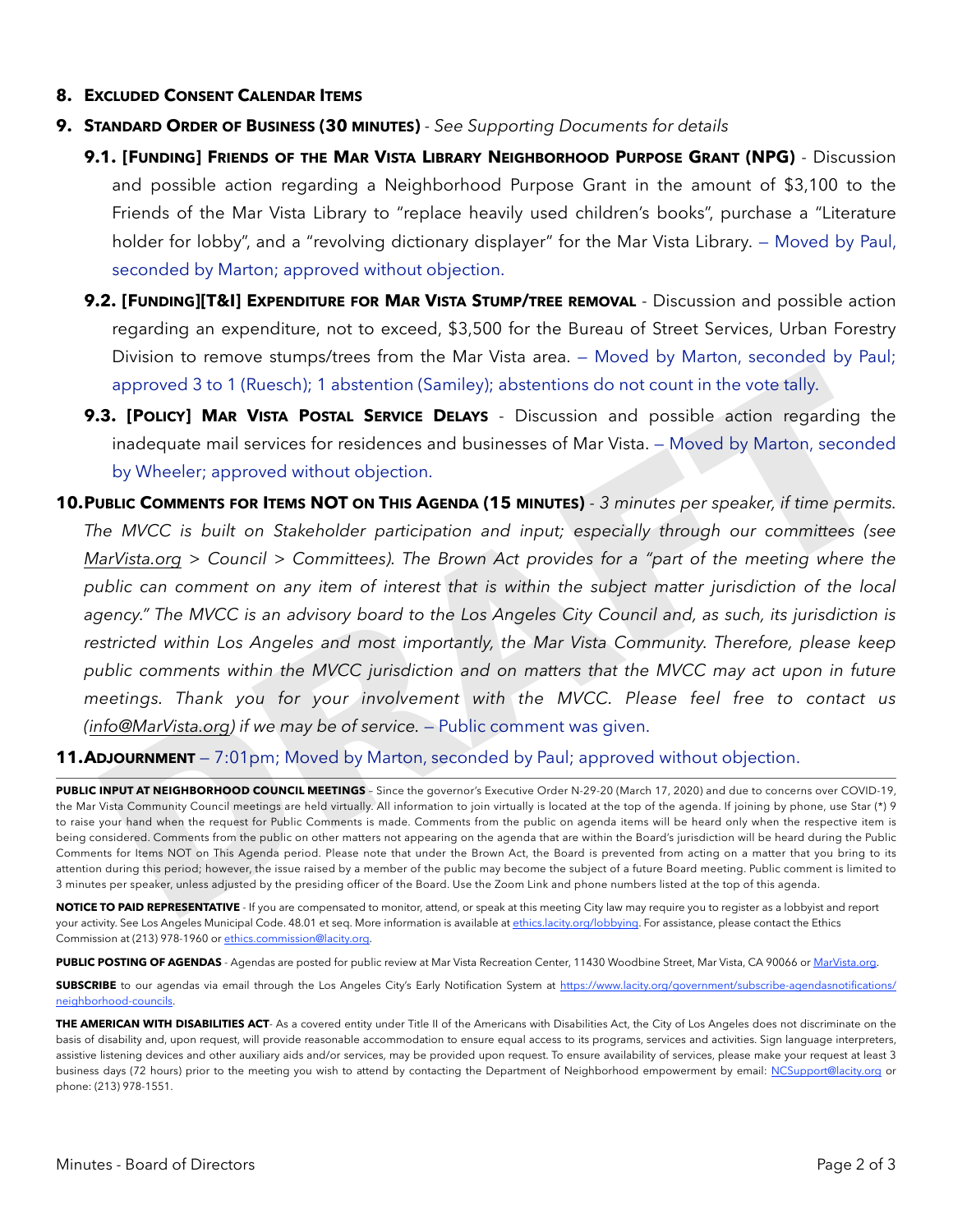## 8. Excluded Consent Calendar Items

## 9. Standard Order of Business (30 minutes) - *See Supporting Documents for details*

**9.1. [Funding] Friends of the Mar Vista Library Neighborhood Purpose Grant (NPG)** - Discussion and possible action regarding a Neighborhood Purpose Grant in the amount of $3,100 to the Friends of the Mar Vista Library to "replace heavily used children's books", purchase a "Literature holder for lobby", and a "revolving dictionary displayer" for the Mar Vista Library. — Moved by Paul, seconded by Marton; approved without objection.

**9.2. [Funding][T&I] Expenditure for Mar Vista Stump/tree removal** - Discussion and possible action regarding an expenditure, not to exceed, $3,500 for the Bureau of Street Services, Urban Forestry Division to remove stumps/trees from the Mar Vista area. — Moved by Marton, seconded by Paul; approved 3 to 1 (Ruesch); 1 abstention (Samiley); abstentions do not count in the vote tally.

**9.3. [Policy] Mar Vista Postal Service Delays** - Discussion and possible action regarding the inadequate mail services for residences and businesses of Mar Vista. — Moved by Marton, seconded by Wheeler; approved without objection.

## 10. Public Comments for Items NOT on This Agenda (15 minutes)

*- 3 minutes per speaker, if time permits. The MVCC is built on Stakeholder participation and input; especially through our committees (see MarVista.org > Council > Committees). The Brown Act provides for a "part of the meeting where the public can comment on any item of interest that is within the subject matter jurisdiction of the local agency." The MVCC is an advisory board to the Los Angeles City Council and, as such, its jurisdiction is restricted within Los Angeles and most importantly, the Mar Vista Community. Therefore, please keep public comments within the MVCC jurisdiction and on matters that the MVCC may act upon in future meetings. Thank you for your involvement with the MVCC. Please feel free to contact us (info@MarVista.org) if we may be of service.* — Public comment was given.

## 11. Adjournment — 7:01pm; Moved by Marton, seconded by Paul; approved without objection.

---

**PUBLIC INPUT AT NEIGHBORHOOD COUNCIL MEETINGS** – Since the governor's Executive Order N-29-20 (March 17, 2020) and due to concerns over COVID-19, the Mar Vista Community Council meetings are held virtually. All information to join virtually is located at the top of the agenda. If joining by phone, use Star (*) 9 to raise your hand when the request for Public Comments is made. Comments from the public on agenda items will be heard only when the respective item is being considered. Comments from the public on other matters not appearing on the agenda that are within the Board's jurisdiction will be heard during the Public Comments for Items NOT on This Agenda period. Please note that under the Brown Act, the Board is prevented from acting on a matter that you bring to its attention during this period; however, the issue raised by a member of the public may become the subject of a future Board meeting. Public comment is limited to 3 minutes per speaker, unless adjusted by the presiding officer of the Board. Use the Zoom Link and phone numbers listed at the top of this agenda.

**NOTICE TO PAID REPRESENTATIVE** - If you are compensated to monitor, attend, or speak at this meeting City law may require you to register as a lobbyist and report your activity. See Los Angeles Municipal Code. 48.01 et seq. More information is available at ethics.lacity.org/lobbying. For assistance, please contact the Ethics Commission at (213) 978-1960 or ethics.commission@lacity.org.

**PUBLIC POSTING OF AGENDAS** - Agendas are posted for public review at Mar Vista Recreation Center, 11430 Woodbine Street, Mar Vista, CA 90066 or MarVista.org.

**SUBSCRIBE** to our agendas via email through the Los Angeles City's Early Notification System at https://www.lacity.org/government/subscribe-agendasnotifications/neighborhood-councils.

**THE AMERICAN WITH DISABILITIES ACT**- As a covered entity under Title II of the Americans with Disabilities Act, the City of Los Angeles does not discriminate on the basis of disability and, upon request, will provide reasonable accommodation to ensure equal access to its programs, services and activities. Sign language interpreters, assistive listening devices and other auxiliary aids and/or services, may be provided upon request. To ensure availability of services, please make your request at least 3 business days (72 hours) prior to the meeting you wish to attend by contacting the Department of Neighborhood empowerment by email: NCSupport@lacity.org or phone: (213) 978-1551.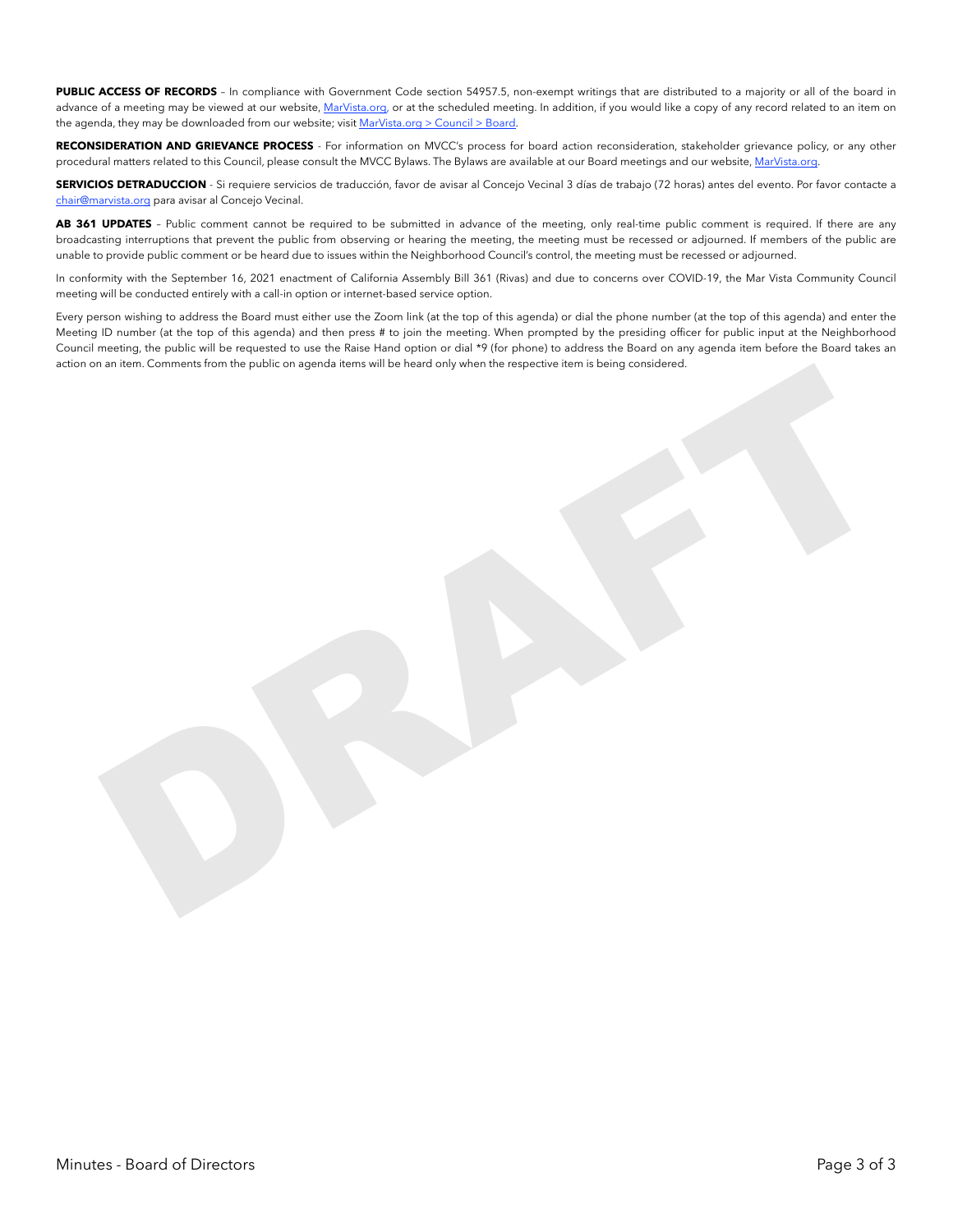**PUBLIC ACCESS OF RECORDS** – In compliance with Government Code section 54957.5, non-exempt writings that are distributed to a majority or all of the board in advance of a meeting may be viewed at our website, MarVista.org, or at the scheduled meeting. In addition, if you would like a copy of any record related to an item on the agenda, they may be downloaded from our website; visit MarVista.org > Council > Board.

**RECONSIDERATION AND GRIEVANCE PROCESS** - For information on MVCC's process for board action reconsideration, stakeholder grievance policy, or any other procedural matters related to this Council, please consult the MVCC Bylaws. The Bylaws are available at our Board meetings and our website, MarVista.org.

**SERVICIOS DETRADUCCION** - Si requiere servicios de traducción, favor de avisar al Concejo Vecinal 3 días de trabajo (72 horas) antes del evento. Por favor contacte a chair@marvista.org para avisar al Concejo Vecinal.

**AB 361 UPDATES** – Public comment cannot be required to be submitted in advance of the meeting, only real-time public comment is required. If there are any broadcasting interruptions that prevent the public from observing or hearing the meeting, the meeting must be recessed or adjourned. If members of the public are unable to provide public comment or be heard due to issues within the Neighborhood Council's control, the meeting must be recessed or adjourned.

In conformity with the September 16, 2021 enactment of California Assembly Bill 361 (Rivas) and due to concerns over COVID-19, the Mar Vista Community Council meeting will be conducted entirely with a call-in option or internet-based service option.

Every person wishing to address the Board must either use the Zoom link (at the top of this agenda) or dial the phone number (at the top of this agenda) and enter the Meeting ID number (at the top of this agenda) and then press # to join the meeting. When prompted by the presiding officer for public input at the Neighborhood Council meeting, the public will be requested to use the Raise Hand option or dial *9 (for phone) to address the Board on any agenda item before the Board takes an action on an item. Comments from the public on agenda items will be heard only when the respective item is being considered.